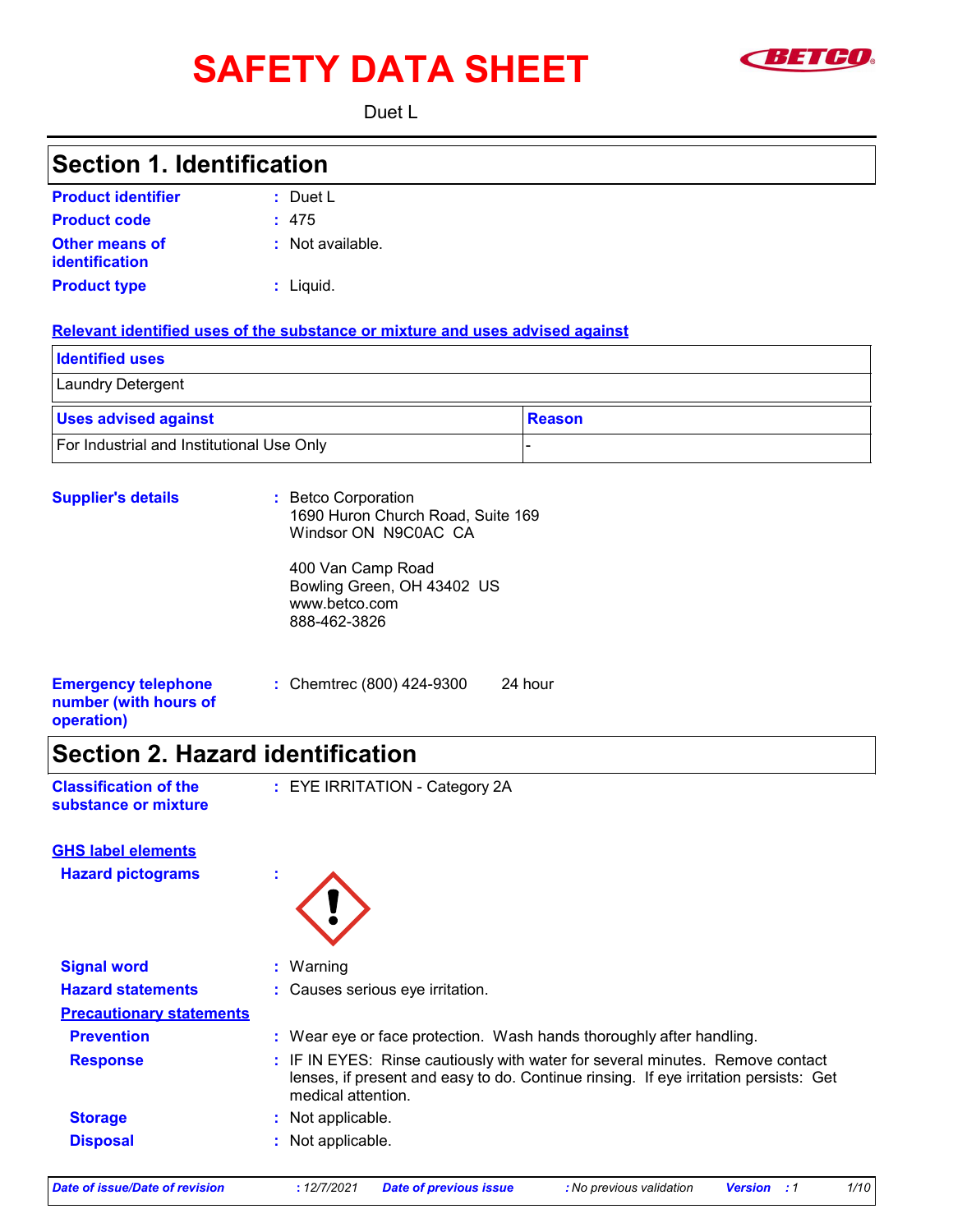# SAFETY DATA SHEET

Duet L

## Section 1. Identification

**Product identifier** : Duet L

**Product code** : 475

**Other means of identification** : Not available.

**Product type** : Liquid.

**Relevant identified uses of the substance or mixture and uses advised against**

| Identified uses |
|---|
| Laundry Detergent |

| Uses advised against | Reason |
|---|---|
| For Industrial and Institutional Use Only | - |

**Supplier's details** : Betco Corporation
1690 Huron Church Road, Suite 169
Windsor ON N9C0AC CA

400 Van Camp Road
Bowling Green, OH 43402 US
www.betco.com
888-462-3826

**Emergency telephone number (with hours of operation)** : Chemtrec (800) 424-9300 24 hour

## Section 2. Hazard identification

**Classification of the substance or mixture** : EYE IRRITATION - Category 2A

**GHS label elements**

**Hazard pictograms** :

**Signal word** : Warning

**Hazard statements** : Causes serious eye irritation.

**Precautionary statements**

**Prevention** : Wear eye or face protection. Wash hands thoroughly after handling.

**Response** : IF IN EYES: Rinse cautiously with water for several minutes. Remove contact lenses, if present and easy to do. Continue rinsing. If eye irritation persists: Get medical attention.

**Storage** : Not applicable.

**Disposal** : Not applicable.

*Date of issue/Date of revision* : 12/7/2021 *Date of previous issue* : No previous validation *Version* : 1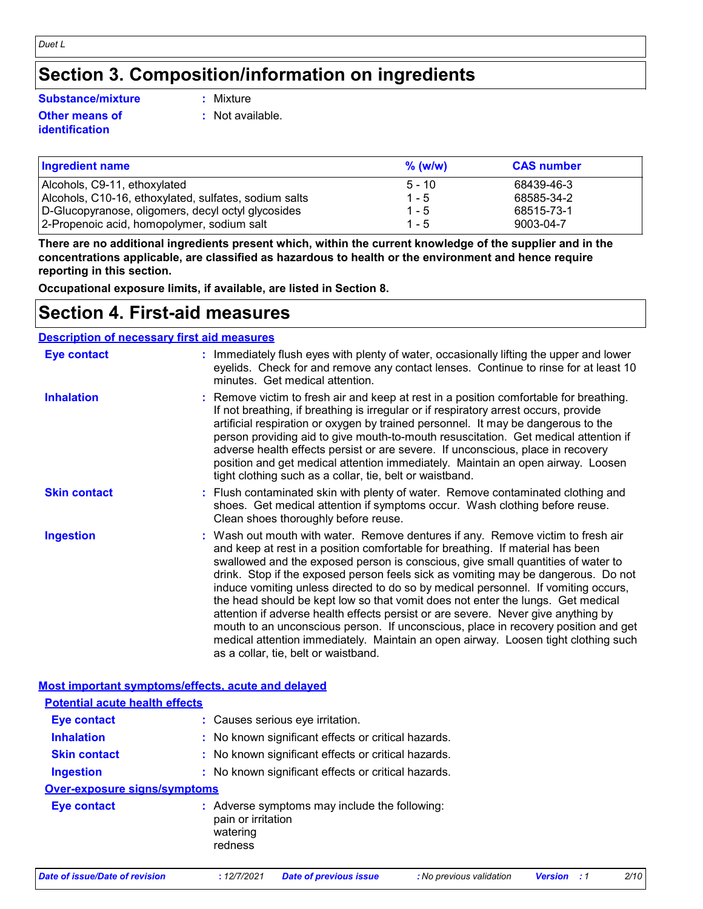# Section 3. Composition/information on ingredients

**Substance/mixture** : Mixture

**Other means of identification** : Not available.

| Ingredient name | % (w/w) | CAS number |
|---|---|---|
| Alcohols, C9-11, ethoxylated | 5 - 10 | 68439-46-3 |
| Alcohols, C10-16, ethoxylated, sulfates, sodium salts | 1 - 5 | 68585-34-2 |
| D-Glucopyranose, oligomers, decyl octyl glycosides | 1 - 5 | 68515-73-1 |
| 2-Propenoic acid, homopolymer, sodium salt | 1 - 5 | 9003-04-7 |

**There are no additional ingredients present which, within the current knowledge of the supplier and in the concentrations applicable, are classified as hazardous to health or the environment and hence require reporting in this section.**

**Occupational exposure limits, if available, are listed in Section 8.**

# Section 4. First-aid measures

## Description of necessary first aid measures

**Eye contact** : Immediately flush eyes with plenty of water, occasionally lifting the upper and lower eyelids. Check for and remove any contact lenses. Continue to rinse for at least 10 minutes. Get medical attention.

**Inhalation** : Remove victim to fresh air and keep at rest in a position comfortable for breathing. If not breathing, if breathing is irregular or if respiratory arrest occurs, provide artificial respiration or oxygen by trained personnel. It may be dangerous to the person providing aid to give mouth-to-mouth resuscitation. Get medical attention if adverse health effects persist or are severe. If unconscious, place in recovery position and get medical attention immediately. Maintain an open airway. Loosen tight clothing such as a collar, tie, belt or waistband.

**Skin contact** : Flush contaminated skin with plenty of water. Remove contaminated clothing and shoes. Get medical attention if symptoms occur. Wash clothing before reuse. Clean shoes thoroughly before reuse.

**Ingestion** : Wash out mouth with water. Remove dentures if any. Remove victim to fresh air and keep at rest in a position comfortable for breathing. If material has been swallowed and the exposed person is conscious, give small quantities of water to drink. Stop if the exposed person feels sick as vomiting may be dangerous. Do not induce vomiting unless directed to do so by medical personnel. If vomiting occurs, the head should be kept low so that vomit does not enter the lungs. Get medical attention if adverse health effects persist or are severe. Never give anything by mouth to an unconscious person. If unconscious, place in recovery position and get medical attention immediately. Maintain an open airway. Loosen tight clothing such as a collar, tie, belt or waistband.

## Most important symptoms/effects, acute and delayed

### Potential acute health effects

**Eye contact** : Causes serious eye irritation.

**Inhalation** : No known significant effects or critical hazards.

**Skin contact** : No known significant effects or critical hazards.

**Ingestion** : No known significant effects or critical hazards.

### Over-exposure signs/symptoms

**Eye contact** : Adverse symptoms may include the following:
pain or irritation
watering
redness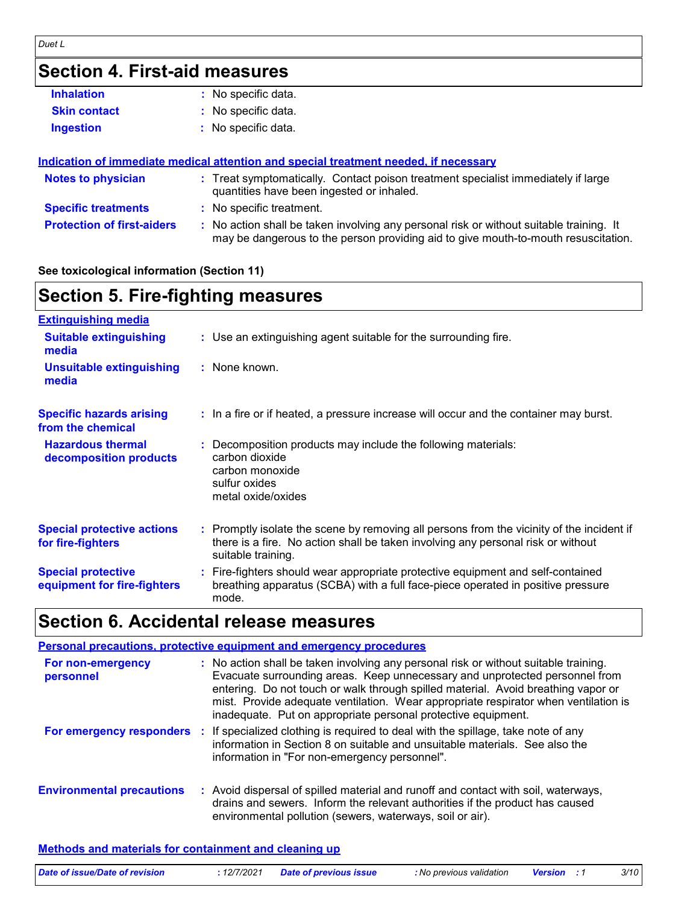## Section 4. First-aid measures

| | |
|---|---|
| **Inhalation** | : No specific data. |
| **Skin contact** | : No specific data. |
| **Ingestion** | : No specific data. |

**Indication of immediate medical attention and special treatment needed, if necessary**

| | |
|---|---|
| **Notes to physician** | : Treat symptomatically. Contact poison treatment specialist immediately if large quantities have been ingested or inhaled. |
| **Specific treatments** | : No specific treatment. |
| **Protection of first-aiders** | : No action shall be taken involving any personal risk or without suitable training. It may be dangerous to the person providing aid to give mouth-to-mouth resuscitation. |

**See toxicological information (Section 11)**

## Section 5. Fire-fighting measures

**Extinguishing media**

| | |
|---|---|
| **Suitable extinguishing media** | : Use an extinguishing agent suitable for the surrounding fire. |
| **Unsuitable extinguishing media** | : None known. |
| **Specific hazards arising from the chemical** | : In a fire or if heated, a pressure increase will occur and the container may burst. |
| **Hazardous thermal decomposition products** | : Decomposition products may include the following materials: carbon dioxide, carbon monoxide, sulfur oxides, metal oxide/oxides |
| **Special protective actions for fire-fighters** | : Promptly isolate the scene by removing all persons from the vicinity of the incident if there is a fire. No action shall be taken involving any personal risk or without suitable training. |
| **Special protective equipment for fire-fighters** | : Fire-fighters should wear appropriate protective equipment and self-contained breathing apparatus (SCBA) with a full face-piece operated in positive pressure mode. |

## Section 6. Accidental release measures

**Personal precautions, protective equipment and emergency procedures**

| | |
|---|---|
| **For non-emergency personnel** | : No action shall be taken involving any personal risk or without suitable training. Evacuate surrounding areas. Keep unnecessary and unprotected personnel from entering. Do not touch or walk through spilled material. Avoid breathing vapor or mist. Provide adequate ventilation. Wear appropriate respirator when ventilation is inadequate. Put on appropriate personal protective equipment. |
| **For emergency responders** | : If specialized clothing is required to deal with the spillage, take note of any information in Section 8 on suitable and unsuitable materials. See also the information in "For non-emergency personnel". |
| **Environmental precautions** | : Avoid dispersal of spilled material and runoff and contact with soil, waterways, drains and sewers. Inform the relevant authorities if the product has caused environmental pollution (sewers, waterways, soil or air). |

**Methods and materials for containment and cleaning up**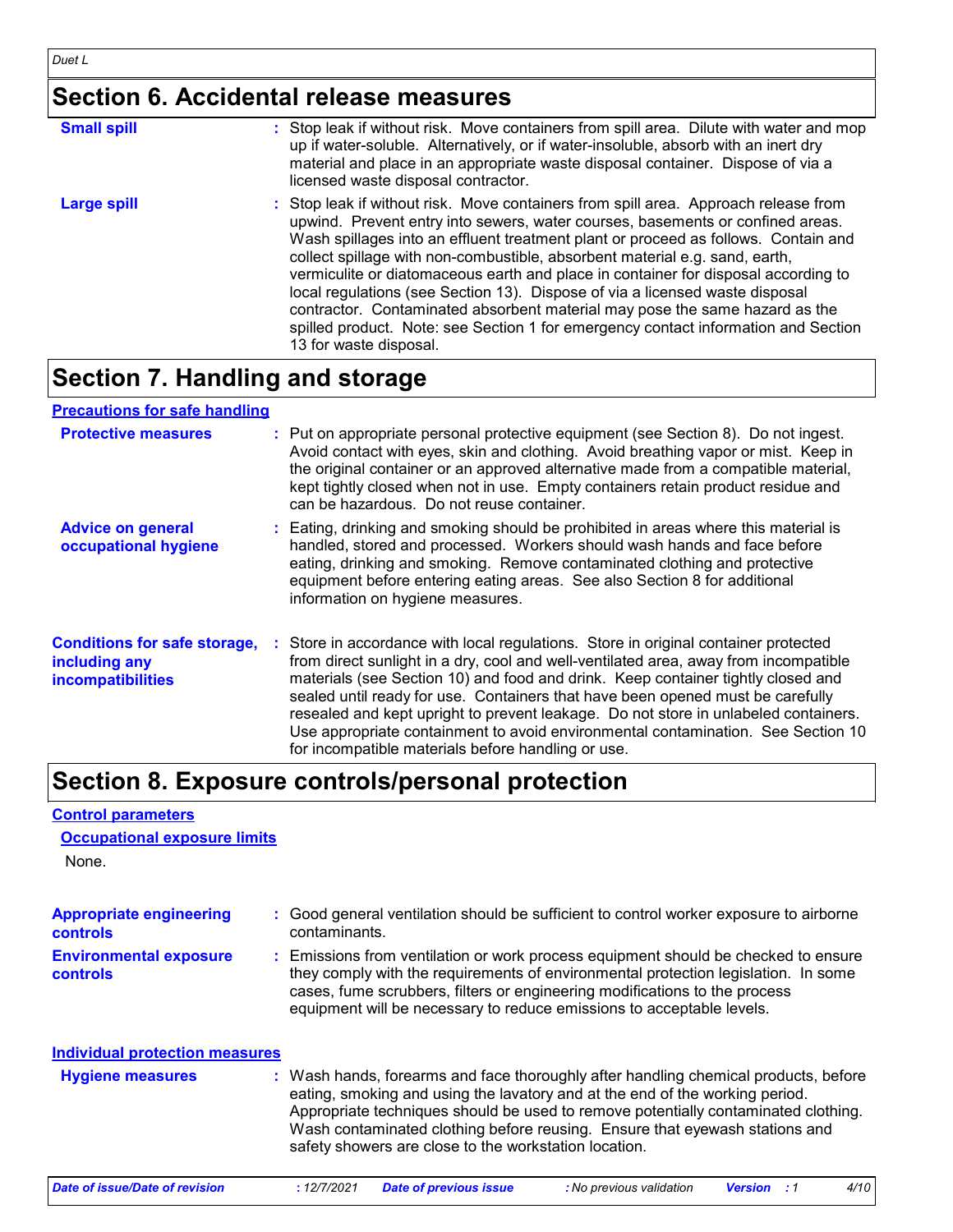## Section 6. Accidental release measures

**Small spill** : Stop leak if without risk. Move containers from spill area. Dilute with water and mop up if water-soluble. Alternatively, or if water-insoluble, absorb with an inert dry material and place in an appropriate waste disposal container. Dispose of via a licensed waste disposal contractor.

**Large spill** : Stop leak if without risk. Move containers from spill area. Approach release from upwind. Prevent entry into sewers, water courses, basements or confined areas. Wash spillages into an effluent treatment plant or proceed as follows. Contain and collect spillage with non-combustible, absorbent material e.g. sand, earth, vermiculite or diatomaceous earth and place in container for disposal according to local regulations (see Section 13). Dispose of via a licensed waste disposal contractor. Contaminated absorbent material may pose the same hazard as the spilled product. Note: see Section 1 for emergency contact information and Section 13 for waste disposal.

## Section 7. Handling and storage

### Precautions for safe handling

**Protective measures** : Put on appropriate personal protective equipment (see Section 8). Do not ingest. Avoid contact with eyes, skin and clothing. Avoid breathing vapor or mist. Keep in the original container or an approved alternative made from a compatible material, kept tightly closed when not in use. Empty containers retain product residue and can be hazardous. Do not reuse container.

**Advice on general occupational hygiene** : Eating, drinking and smoking should be prohibited in areas where this material is handled, stored and processed. Workers should wash hands and face before eating, drinking and smoking. Remove contaminated clothing and protective equipment before entering eating areas. See also Section 8 for additional information on hygiene measures.

**Conditions for safe storage, including any incompatibilities** : Store in accordance with local regulations. Store in original container protected from direct sunlight in a dry, cool and well-ventilated area, away from incompatible materials (see Section 10) and food and drink. Keep container tightly closed and sealed until ready for use. Containers that have been opened must be carefully resealed and kept upright to prevent leakage. Do not store in unlabeled containers. Use appropriate containment to avoid environmental contamination. See Section 10 for incompatible materials before handling or use.

## Section 8. Exposure controls/personal protection

### Control parameters

#### Occupational exposure limits

None.

**Appropriate engineering controls** : Good general ventilation should be sufficient to control worker exposure to airborne contaminants.

**Environmental exposure controls** : Emissions from ventilation or work process equipment should be checked to ensure they comply with the requirements of environmental protection legislation. In some cases, fume scrubbers, filters or engineering modifications to the process equipment will be necessary to reduce emissions to acceptable levels.

### Individual protection measures

**Hygiene measures** : Wash hands, forearms and face thoroughly after handling chemical products, before eating, smoking and using the lavatory and at the end of the working period. Appropriate techniques should be used to remove potentially contaminated clothing. Wash contaminated clothing before reusing. Ensure that eyewash stations and safety showers are close to the workstation location.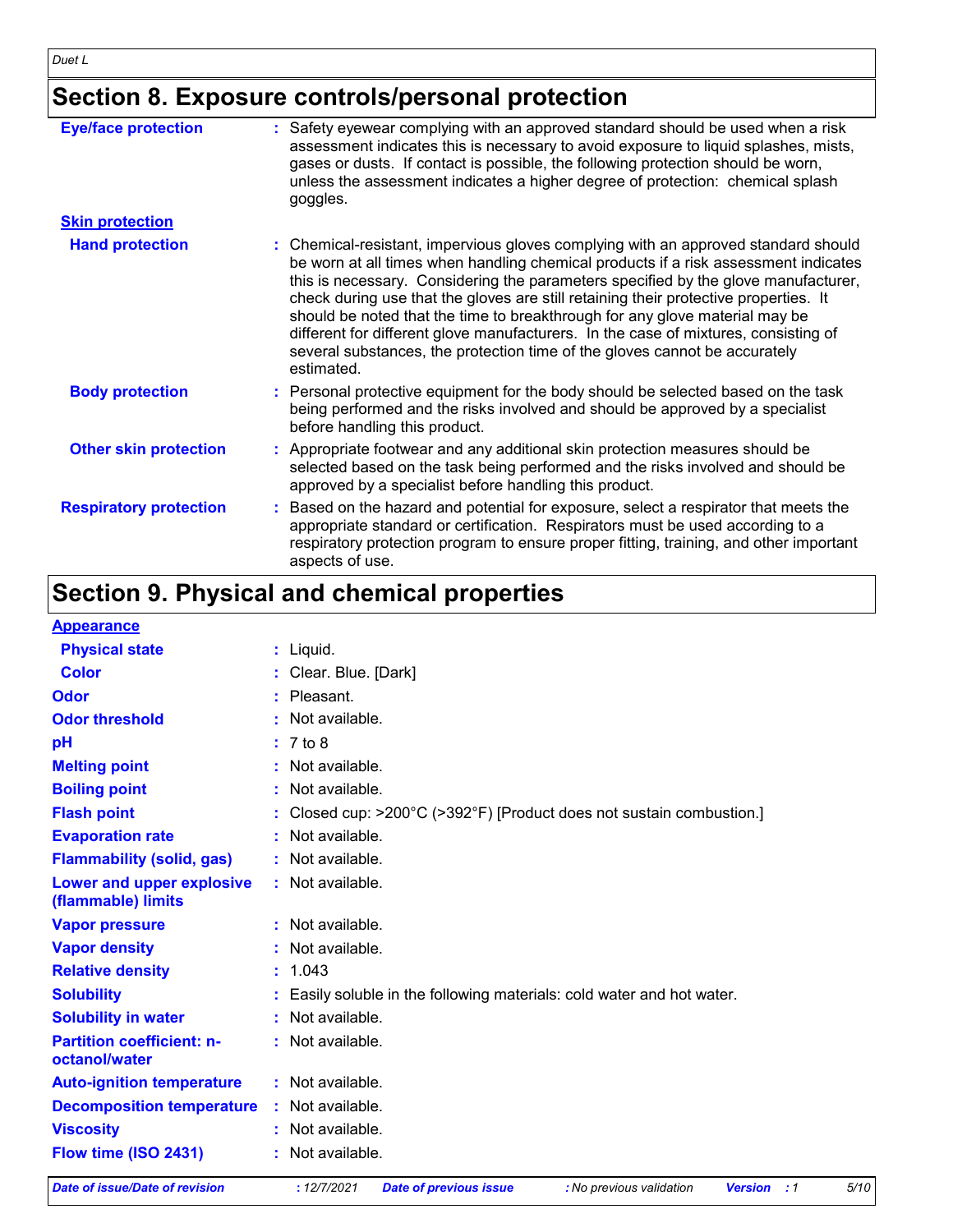## Section 8. Exposure controls/personal protection

| | |
|---|---|
| **Eye/face protection** | Safety eyewear complying with an approved standard should be used when a risk assessment indicates this is necessary to avoid exposure to liquid splashes, mists, gases or dusts. If contact is possible, the following protection should be worn, unless the assessment indicates a higher degree of protection: chemical splash goggles. |
| **Skin protection** | |
| **Hand protection** | Chemical-resistant, impervious gloves complying with an approved standard should be worn at all times when handling chemical products if a risk assessment indicates this is necessary. Considering the parameters specified by the glove manufacturer, check during use that the gloves are still retaining their protective properties. It should be noted that the time to breakthrough for any glove material may be different for different glove manufacturers. In the case of mixtures, consisting of several substances, the protection time of the gloves cannot be accurately estimated. |
| **Body protection** | Personal protective equipment for the body should be selected based on the task being performed and the risks involved and should be approved by a specialist before handling this product. |
| **Other skin protection** | Appropriate footwear and any additional skin protection measures should be selected based on the task being performed and the risks involved and should be approved by a specialist before handling this product. |
| **Respiratory protection** | Based on the hazard and potential for exposure, select a respirator that meets the appropriate standard or certification. Respirators must be used according to a respiratory protection program to ensure proper fitting, training, and other important aspects of use. |

## Section 9. Physical and chemical properties

| | |
|---|---|
| **Appearance** | |
| **Physical state** | Liquid. |
| **Color** | Clear. Blue. [Dark] |
| **Odor** | Pleasant. |
| **Odor threshold** | Not available. |
| **pH** | 7 to 8 |
| **Melting point** | Not available. |
| **Boiling point** | Not available. |
| **Flash point** | Closed cup: >200°C (>392°F) [Product does not sustain combustion.] |
| **Evaporation rate** | Not available. |
| **Flammability (solid, gas)** | Not available. |
| **Lower and upper explosive (flammable) limits** | Not available. |
| **Vapor pressure** | Not available. |
| **Vapor density** | Not available. |
| **Relative density** | 1.043 |
| **Solubility** | Easily soluble in the following materials: cold water and hot water. |
| **Solubility in water** | Not available. |
| **Partition coefficient: n-octanol/water** | Not available. |
| **Auto-ignition temperature** | Not available. |
| **Decomposition temperature** | Not available. |
| **Viscosity** | Not available. |
| **Flow time (ISO 2431)** | Not available. |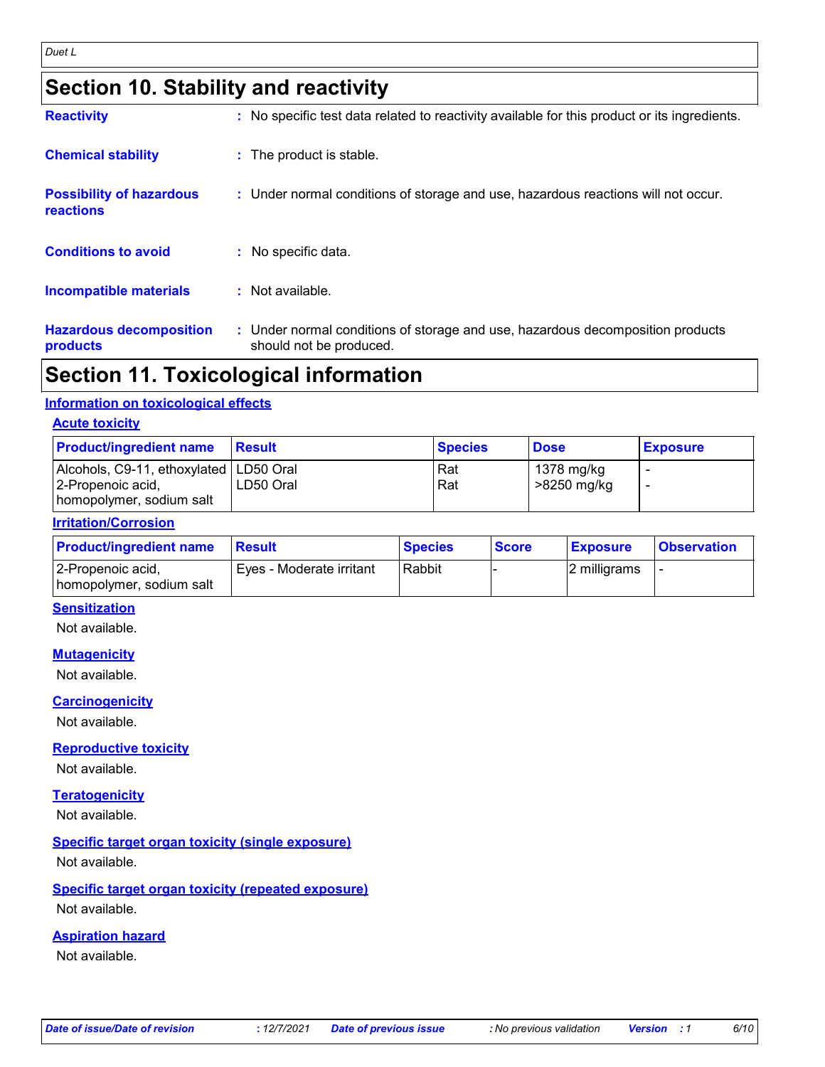## Section 10. Stability and reactivity

**Reactivity** : No specific test data related to reactivity available for this product or its ingredients.

**Chemical stability** : The product is stable.

**Possibility of hazardous reactions** : Under normal conditions of storage and use, hazardous reactions will not occur.

**Conditions to avoid** : No specific data.

**Incompatible materials** : Not available.

**Hazardous decomposition products** : Under normal conditions of storage and use, hazardous decomposition products should not be produced.

## Section 11. Toxicological information

### Information on toxicological effects

#### Acute toxicity

| Product/ingredient name | Result | Species | Dose | Exposure |
|---|---|---|---|---|
| Alcohols, C9-11, ethoxylated | LD50 Oral | Rat | 1378 mg/kg | - |
| 2-Propenoic acid, homopolymer, sodium salt | LD50 Oral | Rat | >8250 mg/kg | - |

#### Irritation/Corrosion

| Product/ingredient name | Result | Species | Score | Exposure | Observation |
|---|---|---|---|---|---|
| 2-Propenoic acid, homopolymer, sodium salt | Eyes - Moderate irritant | Rabbit | - | 2 milligrams | - |

#### Sensitization

Not available.

#### Mutagenicity

Not available.

#### Carcinogenicity

Not available.

#### Reproductive toxicity

Not available.

#### Teratogenicity

Not available.

#### Specific target organ toxicity (single exposure)

Not available.

#### Specific target organ toxicity (repeated exposure)

Not available.

#### Aspiration hazard

Not available.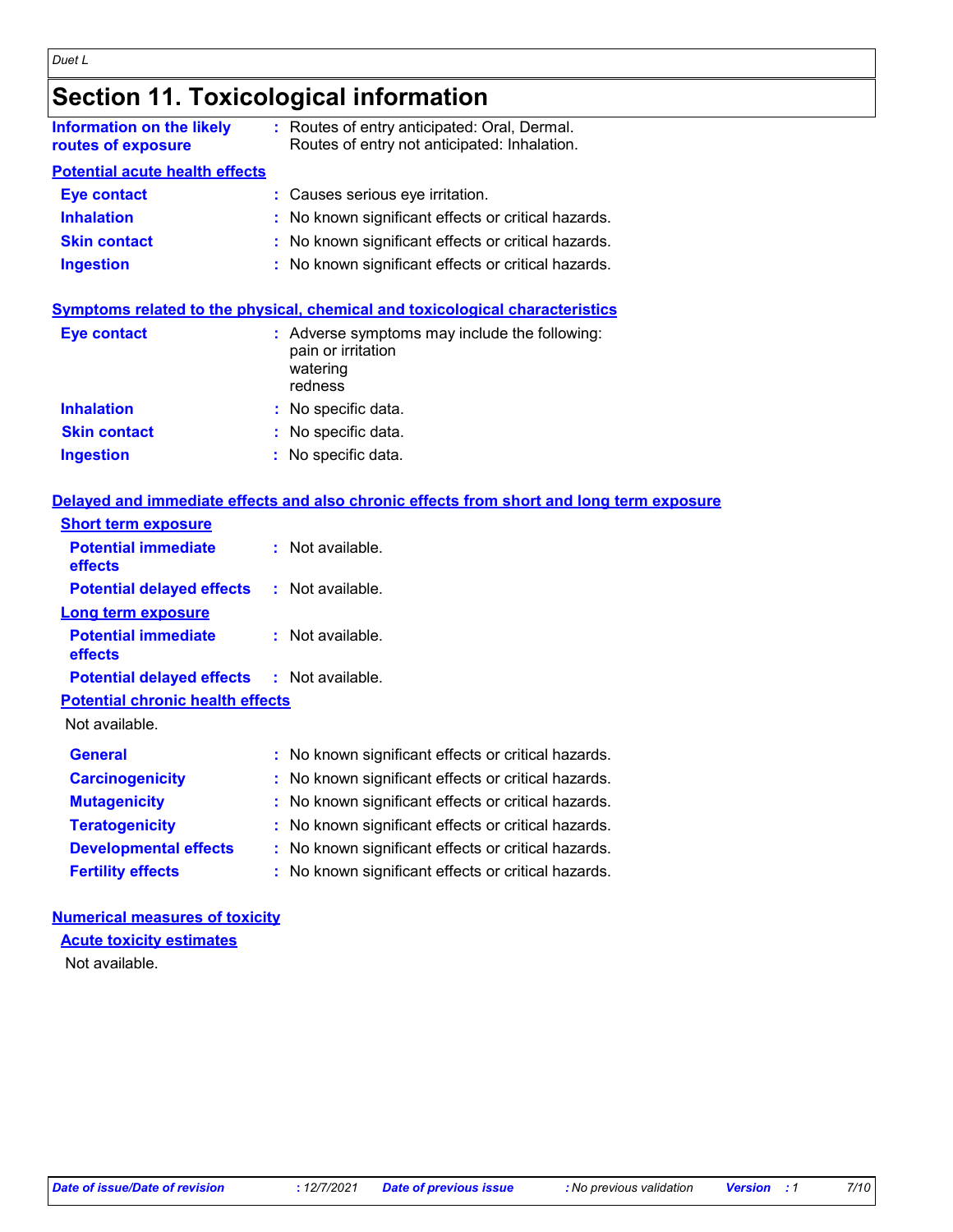# Section 11. Toxicological information

**Information on the likely routes of exposure** : Routes of entry anticipated: Oral, Dermal.
Routes of entry not anticipated: Inhalation.

## Potential acute health effects

**Eye contact** : Causes serious eye irritation.

**Inhalation** : No known significant effects or critical hazards.

**Skin contact** : No known significant effects or critical hazards.

**Ingestion** : No known significant effects or critical hazards.

## Symptoms related to the physical, chemical and toxicological characteristics

**Eye contact** : Adverse symptoms may include the following:
pain or irritation
watering
redness

**Inhalation** : No specific data.

**Skin contact** : No specific data.

**Ingestion** : No specific data.

## Delayed and immediate effects and also chronic effects from short and long term exposure

### Short term exposure

**Potential immediate effects** : Not available.

**Potential delayed effects** : Not available.

### Long term exposure

**Potential immediate effects** : Not available.

**Potential delayed effects** : Not available.

### Potential chronic health effects

Not available.

**General** : No known significant effects or critical hazards.

**Carcinogenicity** : No known significant effects or critical hazards.

**Mutagenicity** : No known significant effects or critical hazards.

**Teratogenicity** : No known significant effects or critical hazards.

**Developmental effects** : No known significant effects or critical hazards.

**Fertility effects** : No known significant effects or critical hazards.

## Numerical measures of toxicity

### Acute toxicity estimates

Not available.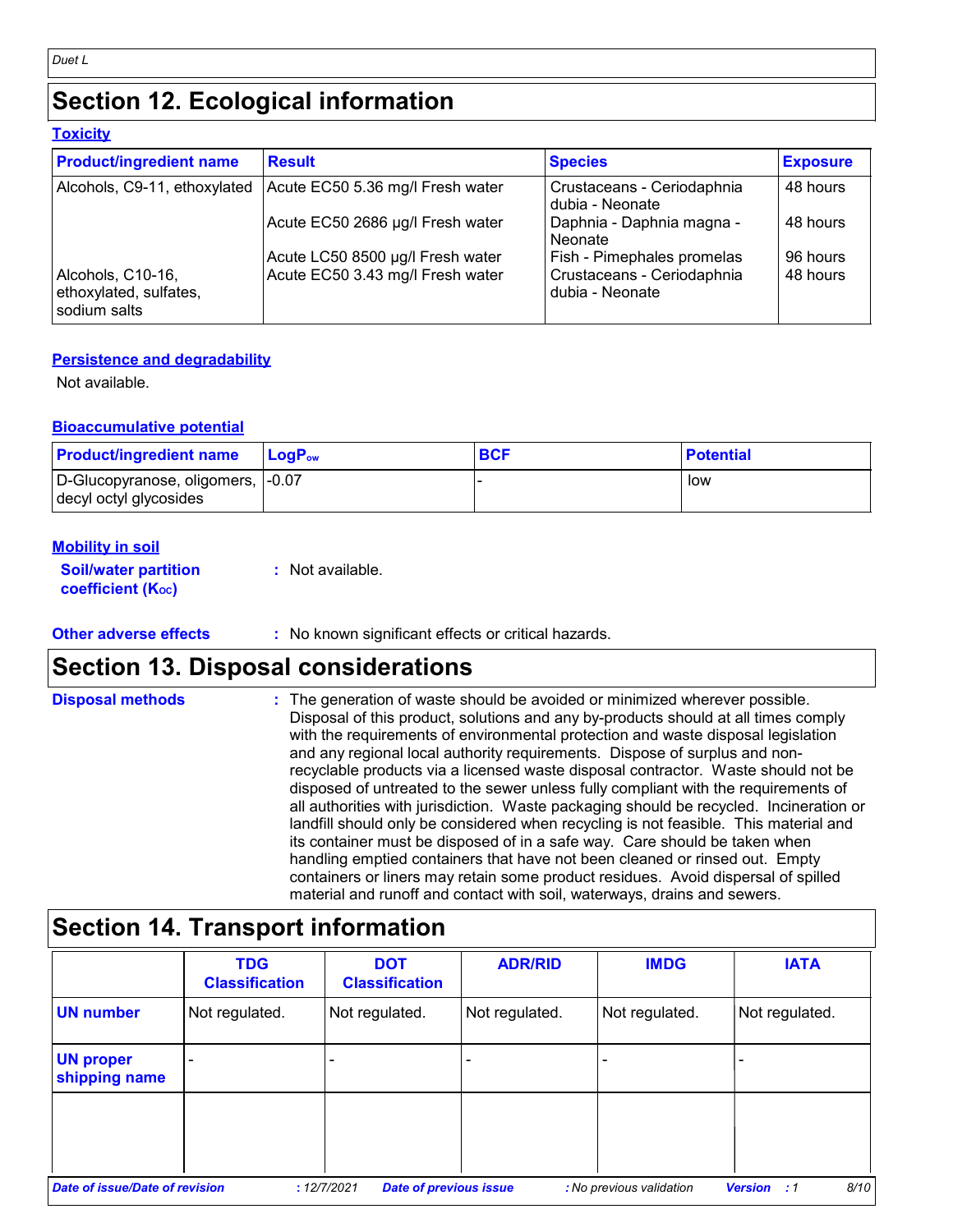## Section 12. Ecological information

### Toxicity

| Product/ingredient name | Result | Species | Exposure |
|---|---|---|---|
| Alcohols, C9-11, ethoxylated | Acute EC50 5.36 mg/l Fresh water | Crustaceans - Ceriodaphnia dubia - Neonate | 48 hours |
| | Acute EC50 2686 µg/l Fresh water | Daphnia - Daphnia magna - Neonate | 48 hours |
| | Acute LC50 8500 µg/l Fresh water | Fish - Pimephales promelas | 96 hours |
| Alcohols, C10-16, ethoxylated, sulfates, sodium salts | Acute EC50 3.43 mg/l Fresh water | Crustaceans - Ceriodaphnia dubia - Neonate | 48 hours |

### Persistence and degradability

Not available.

### Bioaccumulative potential

| Product/ingredient name | $LogP_{ow}$ | BCF | Potential |
|---|---|---|---|
| D-Glucopyranose, oligomers, decyl octyl glycosides | -0.07 | - | low |

### Mobility in soil

**Soil/water partition coefficient ($K_{OC}$)** : Not available.

**Other adverse effects** : No known significant effects or critical hazards.

## Section 13. Disposal considerations

**Disposal methods** : The generation of waste should be avoided or minimized wherever possible. Disposal of this product, solutions and any by-products should at all times comply with the requirements of environmental protection and waste disposal legislation and any regional local authority requirements. Dispose of surplus and non-recyclable products via a licensed waste disposal contractor. Waste should not be disposed of untreated to the sewer unless fully compliant with the requirements of all authorities with jurisdiction. Waste packaging should be recycled. Incineration or landfill should only be considered when recycling is not feasible. This material and its container must be disposed of in a safe way. Care should be taken when handling emptied containers that have not been cleaned or rinsed out. Empty containers or liners may retain some product residues. Avoid dispersal of spilled material and runoff and contact with soil, waterways, drains and sewers.

## Section 14. Transport information

| | TDG Classification | DOT Classification | ADR/RID | IMDG | IATA |
|---|---|---|---|---|---|
| UN number | Not regulated. | Not regulated. | Not regulated. | Not regulated. | Not regulated. |
| UN proper shipping name | - | - | - | - | - |
| | | | | | |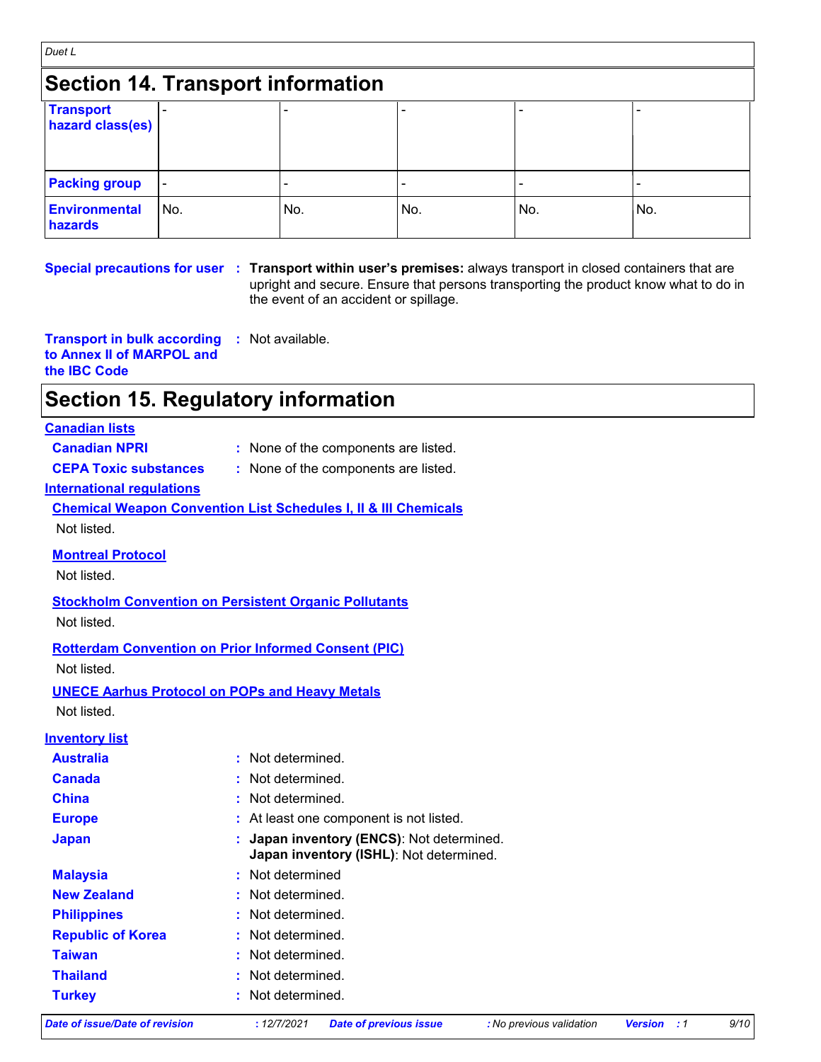## Section 14. Transport information

| Transport hazard class(es) | - | - | - | - | - |
|---|---|---|---|---|---|
| Packing group | - | - | - | - | - |
| Environmental hazards | No. | No. | No. | No. | No. |

**Special precautions for user** : **Transport within user's premises:** always transport in closed containers that are upright and secure. Ensure that persons transporting the product know what to do in the event of an accident or spillage.

**Transport in bulk according to Annex II of MARPOL and the IBC Code** : Not available.

## Section 15. Regulatory information

**Canadian lists**

**Canadian NPRI** : None of the components are listed.

**CEPA Toxic substances** : None of the components are listed.

**International regulations**

**Chemical Weapon Convention List Schedules I, II & III Chemicals**

Not listed.

**Montreal Protocol**

Not listed.

**Stockholm Convention on Persistent Organic Pollutants**

Not listed.

**Rotterdam Convention on Prior Informed Consent (PIC)**

Not listed.

**UNECE Aarhus Protocol on POPs and Heavy Metals**

Not listed.

**Inventory list**

**Australia** : Not determined.

**Canada** : Not determined.

**China** : Not determined.

**Europe** : At least one component is not listed.

**Japan** : **Japan inventory (ENCS)**: Not determined.
**Japan inventory (ISHL)**: Not determined.

**Malaysia** : Not determined

**New Zealand** : Not determined.

**Philippines** : Not determined.

**Republic of Korea** : Not determined.

**Taiwan** : Not determined.

**Thailand** : Not determined.

**Turkey** : Not determined.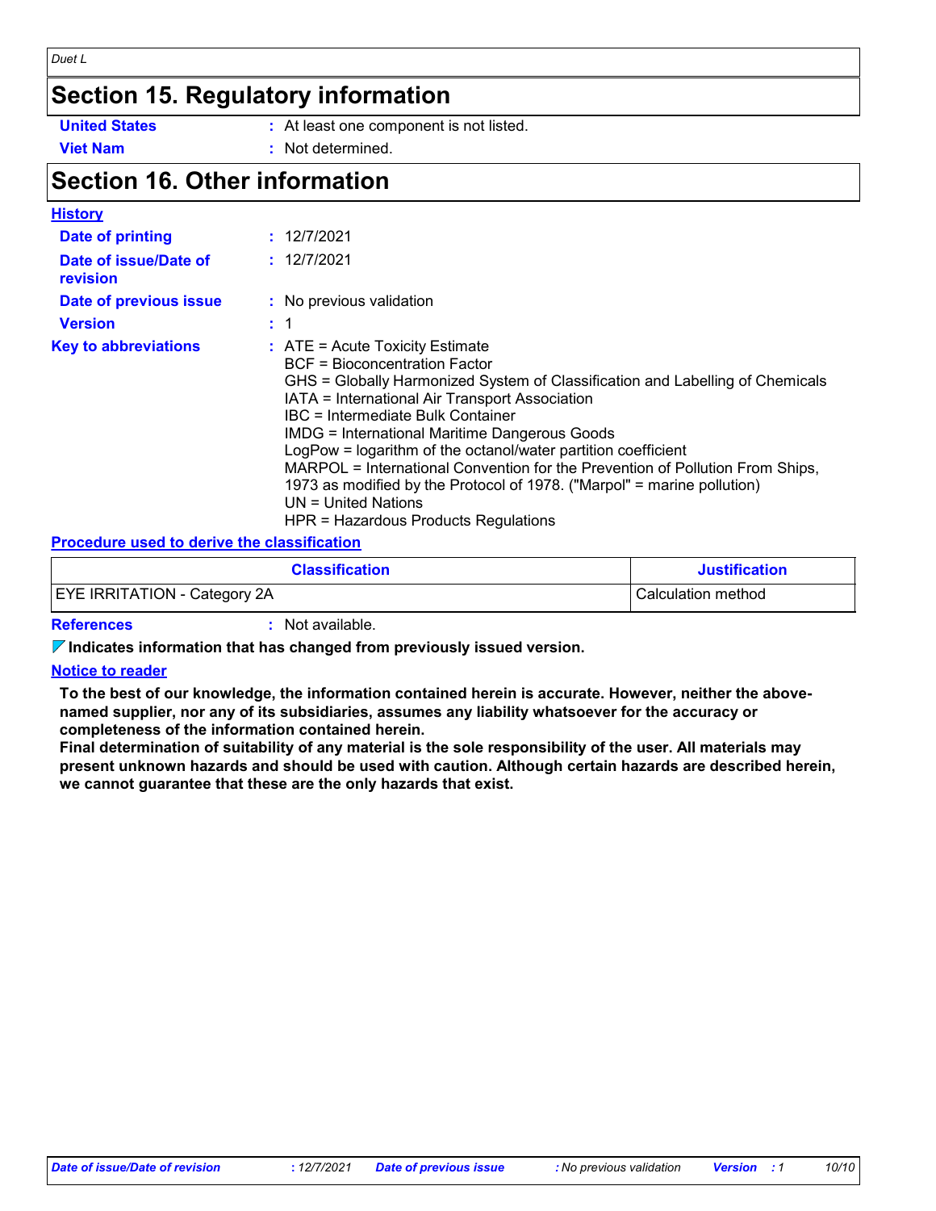## Section 15. Regulatory information

**United States** : At least one component is not listed.

**Viet Nam** : Not determined.

## Section 16. Other information

**History**

**Date of printing** : 12/7/2021

**Date of issue/Date of revision** : 12/7/2021

**Date of previous issue** : No previous validation

**Version** : 1

**Key to abbreviations** : ATE = Acute Toxicity Estimate
BCF = Bioconcentration Factor
GHS = Globally Harmonized System of Classification and Labelling of Chemicals
IATA = International Air Transport Association
IBC = Intermediate Bulk Container
IMDG = International Maritime Dangerous Goods
LogPow = logarithm of the octanol/water partition coefficient
MARPOL = International Convention for the Prevention of Pollution From Ships, 1973 as modified by the Protocol of 1978. ("Marpol" = marine pollution)
UN = United Nations
HPR = Hazardous Products Regulations

**Procedure used to derive the classification**

| Classification | Justification |
|---|---|
| EYE IRRITATION - Category 2A | Calculation method |

**References** : Not available.

**Indicates information that has changed from previously issued version.**

**Notice to reader**

**To the best of our knowledge, the information contained herein is accurate. However, neither the above-named supplier, nor any of its subsidiaries, assumes any liability whatsoever for the accuracy or completeness of the information contained herein.**
**Final determination of suitability of any material is the sole responsibility of the user. All materials may present unknown hazards and should be used with caution. Although certain hazards are described herein, we cannot guarantee that these are the only hazards that exist.**